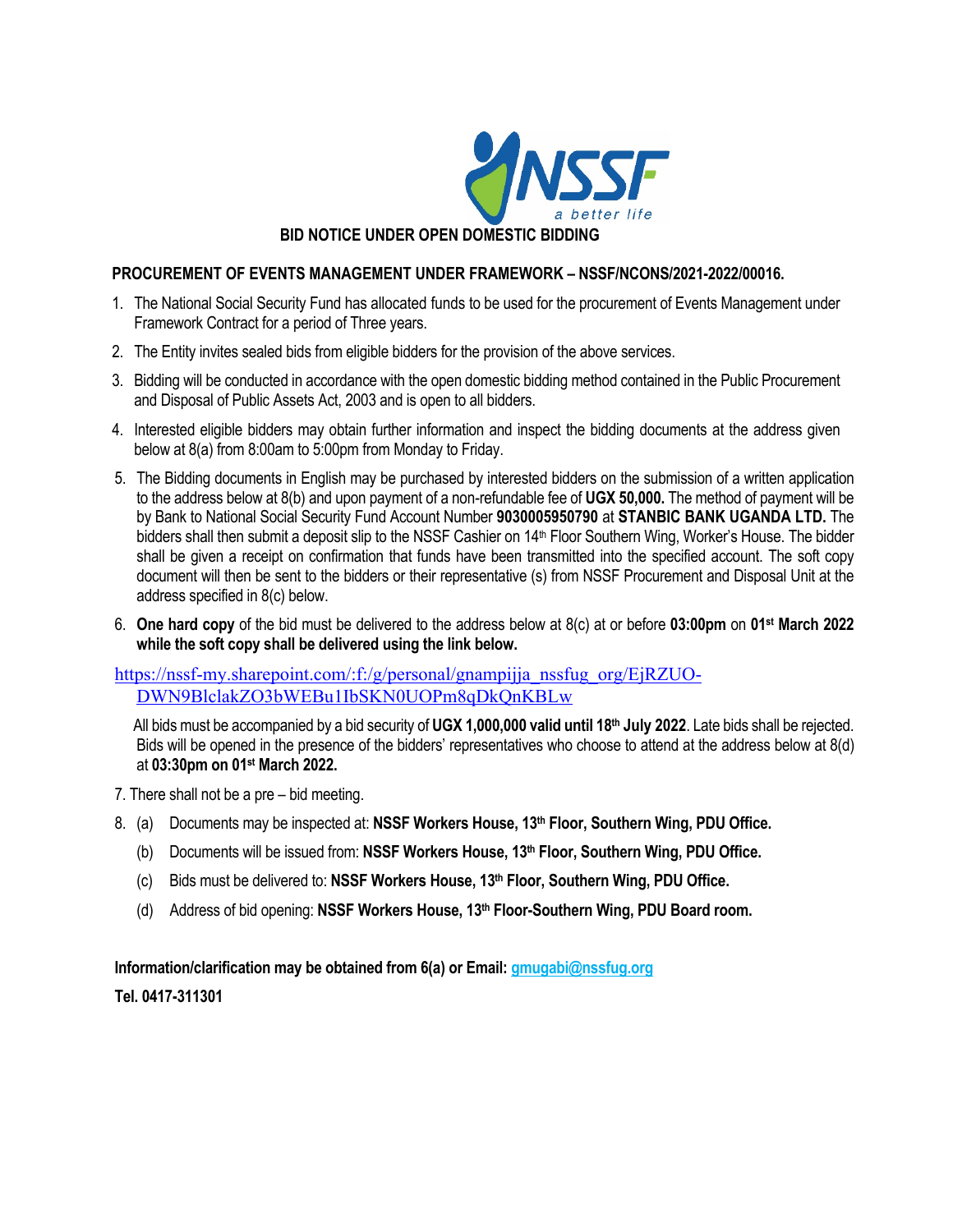NSSF
a better life

# BID NOTICE UNDER OPEN DOMESTIC BIDDING

**PROCUREMENT OF EVENTS MANAGEMENT UNDER FRAMEWORK – NSSF/NCONS/2021-2022/00016.**

1. The National Social Security Fund has allocated funds to be used for the procurement of Events Management under Framework Contract for a period of Three years.
2. The Entity invites sealed bids from eligible bidders for the provision of the above services.
3. Bidding will be conducted in accordance with the open domestic bidding method contained in the Public Procurement and Disposal of Public Assets Act, 2003 and is open to all bidders.
4. Interested eligible bidders may obtain further information and inspect the bidding documents at the address given below at 8(a) from 8:00am to 5:00pm from Monday to Friday.
5. The Bidding documents in English may be purchased by interested bidders on the submission of a written application to the address below at 8(b) and upon payment of a non-refundable fee of **UGX 50,000.** The method of payment will be by Bank to National Social Security Fund Account Number **9030005950790** at **STANBIC BANK UGANDA LTD.** The bidders shall then submit a deposit slip to the NSSF Cashier on 14th Floor Southern Wing, Worker's House. The bidder shall be given a receipt on confirmation that funds have been transmitted into the specified account. The soft copy document will then be sent to the bidders or their representative (s) from NSSF Procurement and Disposal Unit at the address specified in 8(c) below.
6. **One hard copy** of the bid must be delivered to the address below at 8(c) at or before **03:00pm** on **01st March 2022 while the soft copy shall be delivered using the link below.**

https://nssf-my.sharepoint.com/:f:/g/personal/gnampijja_nssfug_org/EjRZUO-DWN9BlclakZO3bWEBu1IbSKN0UOPm8qDkQnKBLw

All bids must be accompanied by a bid security of **UGX 1,000,000 valid until 18th July 2022**. Late bids shall be rejected. Bids will be opened in the presence of the bidders' representatives who choose to attend at the address below at 8(d) at **03:30pm on 01st March 2022.**

7. There shall not be a pre – bid meeting.
8. (a) Documents may be inspected at: **NSSF Workers House, 13th Floor, Southern Wing, PDU Office.**
   (b) Documents will be issued from: **NSSF Workers House, 13th Floor, Southern Wing, PDU Office.**
   (c) Bids must be delivered to: **NSSF Workers House, 13th Floor, Southern Wing, PDU Office.**
   (d) Address of bid opening: **NSSF Workers House, 13th Floor-Southern Wing, PDU Board room.**

**Information/clarification may be obtained from 6(a) or Email: gmugabi@nssfug.org**

**Tel. 0417-311301**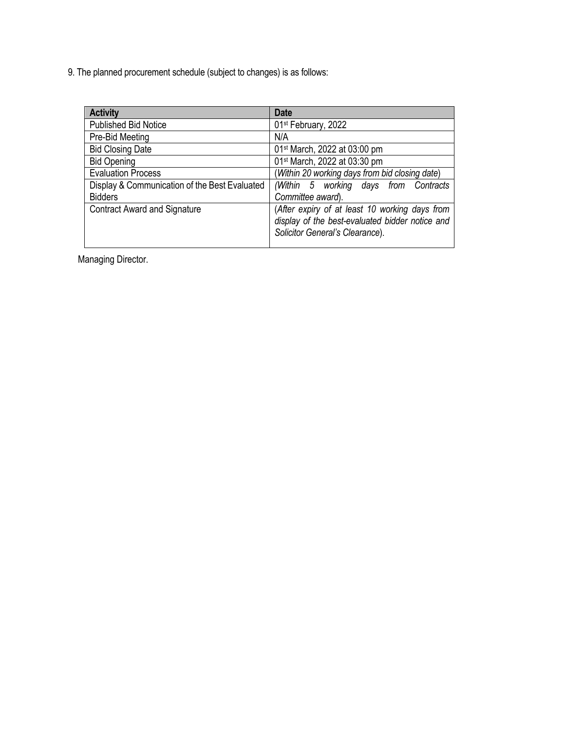9. The planned procurement schedule (subject to changes) is as follows:

| Activity | Date |
| --- | --- |
| Published Bid Notice | 01st February, 2022 |
| Pre-Bid Meeting | N/A |
| Bid Closing Date | 01st March, 2022 at 03:00 pm |
| Bid Opening | 01st March, 2022 at 03:30 pm |
| Evaluation Process | (*Within 20 working days from bid closing date*) |
| Display & Communication of the Best Evaluated Bidders | *(Within 5 working days from Contracts Committee award*). |
| Contract Award and Signature | (*After expiry of at least 10 working days from display of the best-evaluated bidder notice and Solicitor General's Clearance*). |

Managing Director.